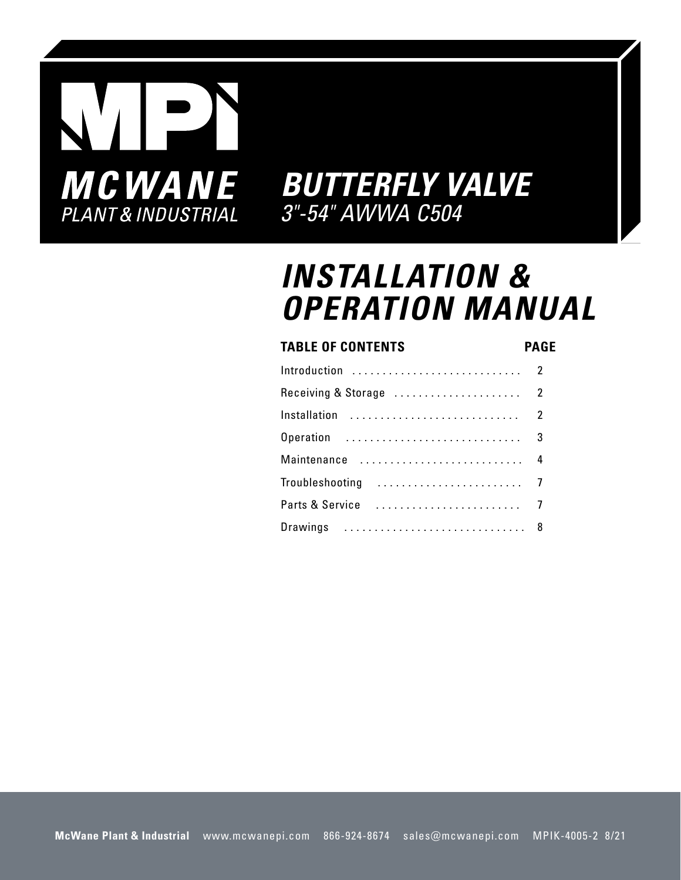# MPI

**MCWANE**
*PLANT & INDUSTRIAL*

## *BUTTERFLY VALVE*
*3"-54" AWWA C504*

# *INSTALLATION & OPERATION MANUAL*

| TABLE OF CONTENTS | PAGE |
| --- | --- |
| Introduction | 2 |
| Receiving & Storage | 2 |
| Installation | 2 |
| Operation | 3 |
| Maintenance | 4 |
| Troubleshooting | 7 |
| Parts & Service | 7 |
| Drawings | 8 |

**McWane Plant & Industrial** www.mcwanepi.com 866-924-8674 sales@mcwanepi.com MPIK-4005-2 8/21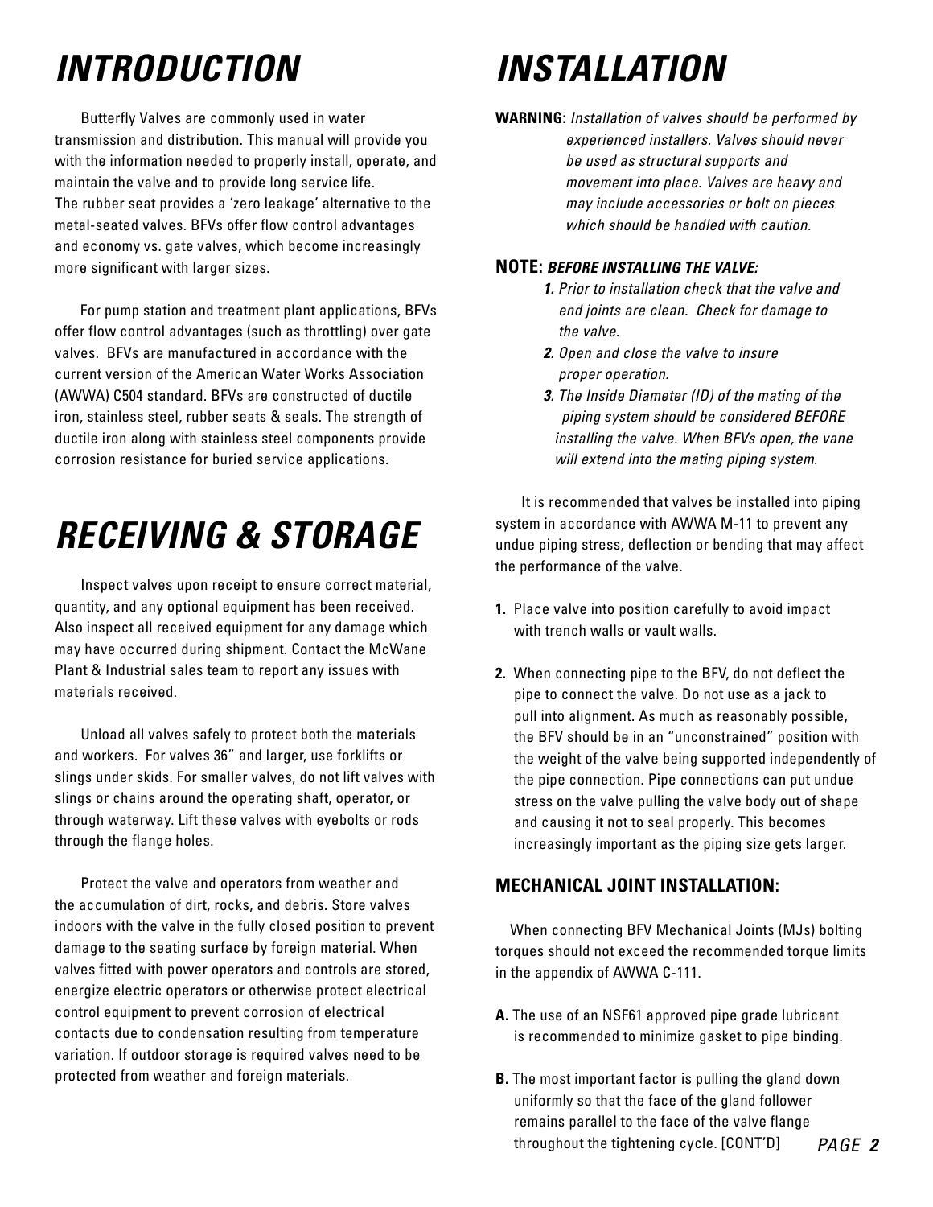# INTRODUCTION

Butterfly Valves are commonly used in water transmission and distribution. This manual will provide you with the information needed to properly install, operate, and maintain the valve and to provide long service life. The rubber seat provides a 'zero leakage' alternative to the metal-seated valves. BFVs offer flow control advantages and economy vs. gate valves, which become increasingly more significant with larger sizes.

For pump station and treatment plant applications, BFVs offer flow control advantages (such as throttling) over gate valves. BFVs are manufactured in accordance with the current version of the American Water Works Association (AWWA) C504 standard. BFVs are constructed of ductile iron, stainless steel, rubber seats & seals. The strength of ductile iron along with stainless steel components provide corrosion resistance for buried service applications.

# RECEIVING & STORAGE

Inspect valves upon receipt to ensure correct material, quantity, and any optional equipment has been received. Also inspect all received equipment for any damage which may have occurred during shipment. Contact the McWane Plant & Industrial sales team to report any issues with materials received.

Unload all valves safely to protect both the materials and workers. For valves 36" and larger, use forklifts or slings under skids. For smaller valves, do not lift valves with slings or chains around the operating shaft, operator, or through waterway. Lift these valves with eyebolts or rods through the flange holes.

Protect the valve and operators from weather and the accumulation of dirt, rocks, and debris. Store valves indoors with the valve in the fully closed position to prevent damage to the seating surface by foreign material. When valves fitted with power operators and controls are stored, energize electric operators or otherwise protect electrical control equipment to prevent corrosion of electrical contacts due to condensation resulting from temperature variation. If outdoor storage is required valves need to be protected from weather and foreign materials.

# INSTALLATION

**WARNING:** *Installation of valves should be performed by experienced installers. Valves should never be used as structural supports and movement into place. Valves are heavy and may include accessories or bolt on pieces which should be handled with caution.*

**NOTE:** ***BEFORE INSTALLING THE VALVE:***

1. *Prior to installation check that the valve and end joints are clean. Check for damage to the valve.*
2. *Open and close the valve to insure proper operation.*
3. *The Inside Diameter (ID) of the mating of the piping system should be considered BEFORE installing the valve. When BFVs open, the vane will extend into the mating piping system.*

It is recommended that valves be installed into piping system in accordance with AWWA M-11 to prevent any undue piping stress, deflection or bending that may affect the performance of the valve.

1. Place valve into position carefully to avoid impact with trench walls or vault walls.

2. When connecting pipe to the BFV, do not deflect the pipe to connect the valve. Do not use as a jack to pull into alignment. As much as reasonably possible, the BFV should be in an "unconstrained" position with the weight of the valve being supported independently of the pipe connection. Pipe connections can put undue stress on the valve pulling the valve body out of shape and causing it not to seal properly. This becomes increasingly important as the piping size gets larger.

### MECHANICAL JOINT INSTALLATION:

When connecting BFV Mechanical Joints (MJs) bolting torques should not exceed the recommended torque limits in the appendix of AWWA C-111.

**A.** The use of an NSF61 approved pipe grade lubricant is recommended to minimize gasket to pipe binding.

**B.** The most important factor is pulling the gland down uniformly so that the face of the gland follower remains parallel to the face of the valve flange throughout the tightening cycle. [CONT'D]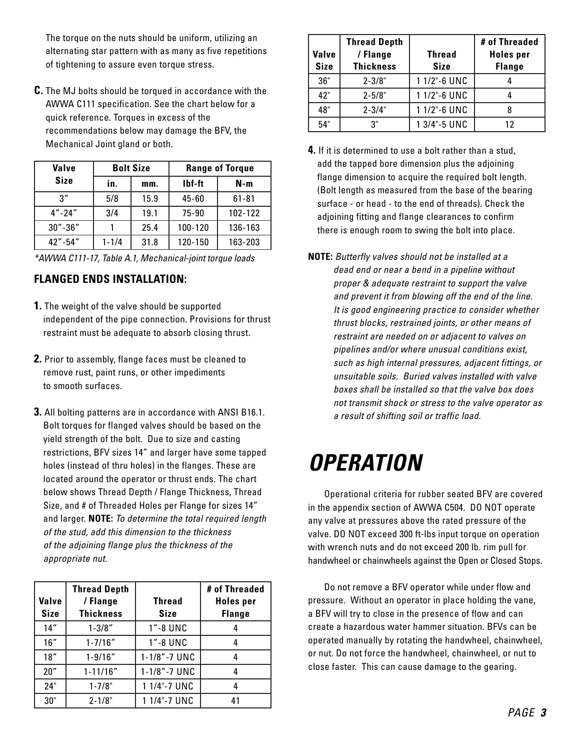The torque on the nuts should be uniform, utilizing an alternating star pattern with as many as five repetitions of tightening to assure even torque stress.

**C.** The MJ bolts should be torqued in accordance with the AWWA C111 specification. See the chart below for a quick reference. Torques in excess of the recommendations below may damage the BFV, the Mechanical Joint gland or both.

| Valve Size | Bolt Size | | Range of Torque | |
|---|---|---|---|---|
| | in. | mm. | lbf-ft | N-m |
| 3" | 5/8 | 15.9 | 45-60 | 61-81 |
| 4"-24" | 3/4 | 19.1 | 75-90 | 102-122 |
| 30"-36" | 1 | 25.4 | 100-120 | 136-163 |
| 42"-54" | 1-1/4 | 31.8 | 120-150 | 163-203 |

*\*AWWA C111-17, Table A.1, Mechanical-joint torque loads*

### FLANGED ENDS INSTALLATION:

**1.** The weight of the valve should be supported independent of the pipe connection. Provisions for thrust restraint must be adequate to absorb closing thrust.

**2.** Prior to assembly, flange faces must be cleaned to remove rust, paint runs, or other impediments to smooth surfaces.

**3.** All bolting patterns are in accordance with ANSI B16.1. Bolt torques for flanged valves should be based on the yield strength of the bolt. Due to size and casting restrictions, BFV sizes 14" and larger have some tapped holes (instead of thru holes) in the flanges. These are located around the operator or thrust ends. The chart below shows Thread Depth / Flange Thickness, Thread Size, and # of Threaded Holes per Flange for sizes 14" and larger. **NOTE:** *To determine the total required length of the stud, add this dimension to the thickness of the adjoining flange plus the thickness of the appropriate nut.*

| Valve Size | Thread Depth / Flange Thickness | Thread Size | # of Threaded Holes per Flange |
|---|---|---|---|
| 14" | 1-3/8" | 1"-8 UNC | 4 |
| 16" | 1-7/16" | 1"-8 UNC | 4 |
| 18" | 1-9/16" | 1-1/8"-7 UNC | 4 |
| 20" | 1-11/16" | 1-1/8"-7 UNC | 4 |
| 24" | 1-7/8" | 1 1/4"-7 UNC | 4 |
| 30" | 2-1/8" | 1 1/4"-7 UNC | 41 |
| 36" | 2-3/8" | 1 1/2"-6 UNC | 4 |
| 42" | 2-5/8" | 1 1/2"-6 UNC | 4 |
| 48" | 2-3/4" | 1 1/2"-6 UNC | 8 |
| 54" | 3" | 1 3/4"-5 UNC | 12 |

**4.** If it is determined to use a bolt rather than a stud, add the tapped bore dimension plus the adjoining flange dimension to acquire the required bolt length. (Bolt length as measured from the base of the bearing surface - or head - to the end of threads). Check the adjoining fitting and flange clearances to confirm there is enough room to swing the bolt into place.

**NOTE:** *Butterfly valves should not be installed at a dead end or near a bend in a pipeline without proper & adequate restraint to support the valve and prevent it from blowing off the end of the line. It is good engineering practice to consider whether thrust blocks, restrained joints, or other means of restraint are needed on or adjacent to valves on pipelines and/or where unusual conditions exist, such as high internal pressures, adjacent fittings, or unsuitable soils. Buried valves installed with valve boxes shall be installed so that the valve box does not transmit shock or stress to the valve operator as a result of shifting soil or traffic load.*

# *OPERATION*

Operational criteria for rubber seated BFV are covered in the appendix section of AWWA C504. DO NOT operate any valve at pressures above the rated pressure of the valve. DO NOT exceed 300 ft-lbs input torque on operation with wrench nuts and do not exceed 200 lb. rim pull for handwheel or chainwheels against the Open or Closed Stops.

Do not remove a BFV operator while under flow and pressure. Without an operator in place holding the vane, a BFV will try to close in the presence of flow and can create a hazardous water hammer situation. BFVs can be operated manually by rotating the handwheel, chainwheel, or nut. Do not force the handwheel, chainwheel, or nut to close faster. This can cause damage to the gearing.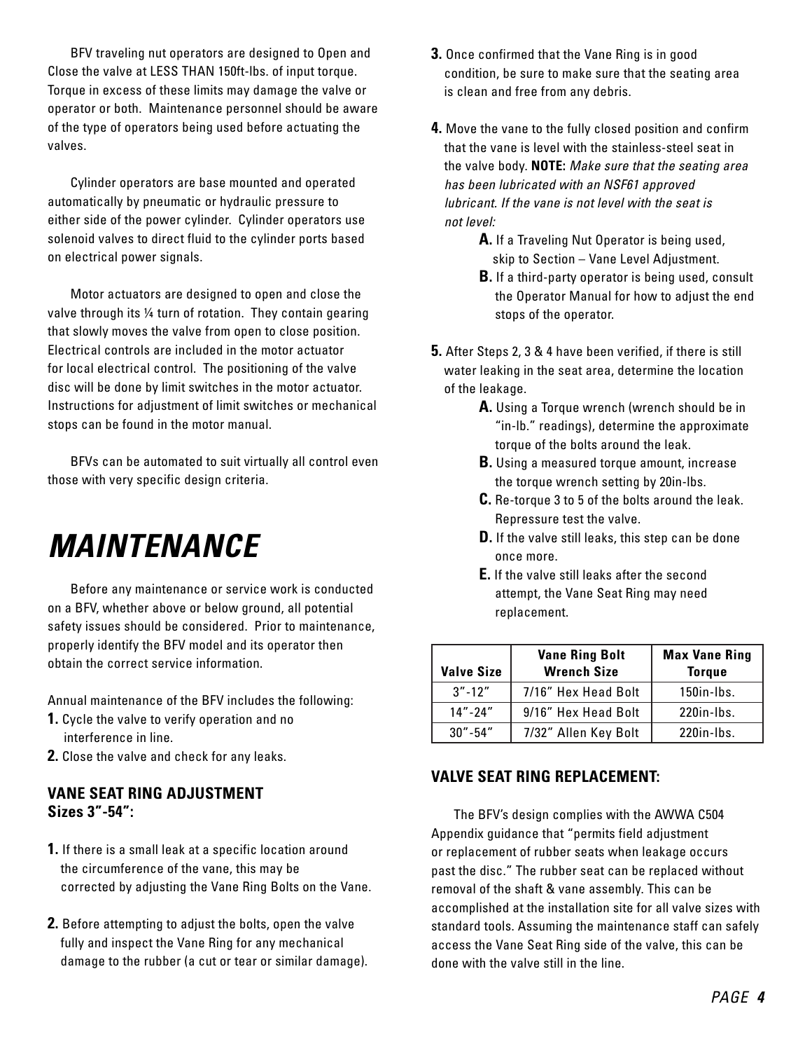BFV traveling nut operators are designed to Open and Close the valve at LESS THAN 150ft-lbs. of input torque. Torque in excess of these limits may damage the valve or operator or both. Maintenance personnel should be aware of the type of operators being used before actuating the valves.

Cylinder operators are base mounted and operated automatically by pneumatic or hydraulic pressure to either side of the power cylinder. Cylinder operators use solenoid valves to direct fluid to the cylinder ports based on electrical power signals.

Motor actuators are designed to open and close the valve through its ¼ turn of rotation. They contain gearing that slowly moves the valve from open to close position. Electrical controls are included in the motor actuator for local electrical control. The positioning of the valve disc will be done by limit switches in the motor actuator. Instructions for adjustment of limit switches or mechanical stops can be found in the motor manual.

BFVs can be automated to suit virtually all control even those with very specific design criteria.

# *MAINTENANCE*

Before any maintenance or service work is conducted on a BFV, whether above or below ground, all potential safety issues should be considered. Prior to maintenance, properly identify the BFV model and its operator then obtain the correct service information.

Annual maintenance of the BFV includes the following:

**1.** Cycle the valve to verify operation and no interference in line.

**2.** Close the valve and check for any leaks.

## VANE SEAT RING ADJUSTMENT Sizes 3"-54":

**1.** If there is a small leak at a specific location around the circumference of the vane, this may be corrected by adjusting the Vane Ring Bolts on the Vane.

**2.** Before attempting to adjust the bolts, open the valve fully and inspect the Vane Ring for any mechanical damage to the rubber (a cut or tear or similar damage).

**3.** Once confirmed that the Vane Ring is in good condition, be sure to make sure that the seating area is clean and free from any debris.

**4.** Move the vane to the fully closed position and confirm that the vane is level with the stainless-steel seat in the valve body. **NOTE:** *Make sure that the seating area has been lubricated with an NSF61 approved lubricant. If the vane is not level with the seat is not level:*

- **A.** If a Traveling Nut Operator is being used, skip to Section – Vane Level Adjustment.
- **B.** If a third-party operator is being used, consult the Operator Manual for how to adjust the end stops of the operator.

**5.** After Steps 2, 3 & 4 have been verified, if there is still water leaking in the seat area, determine the location of the leakage.

- **A.** Using a Torque wrench (wrench should be in "in-lb." readings), determine the approximate torque of the bolts around the leak.
- **B.** Using a measured torque amount, increase the torque wrench setting by 20in-lbs.
- **C.** Re-torque 3 to 5 of the bolts around the leak. Repressure test the valve.
- **D.** If the valve still leaks, this step can be done once more.
- **E.** If the valve still leaks after the second attempt, the Vane Seat Ring may need replacement.

| Valve Size | Vane Ring Bolt Wrench Size | Max Vane Ring Torque |
|---|---|---|
| 3"-12" | 7/16" Hex Head Bolt | 150in-lbs. |
| 14"-24" | 9/16" Hex Head Bolt | 220in-lbs. |
| 30"-54" | 7/32" Allen Key Bolt | 220in-lbs. |

## VALVE SEAT RING REPLACEMENT:

The BFV's design complies with the AWWA C504 Appendix guidance that "permits field adjustment or replacement of rubber seats when leakage occurs past the disc." The rubber seat can be replaced without removal of the shaft & vane assembly. This can be accomplished at the installation site for all valve sizes with standard tools. Assuming the maintenance staff can safely access the Vane Seat Ring side of the valve, this can be done with the valve still in the line.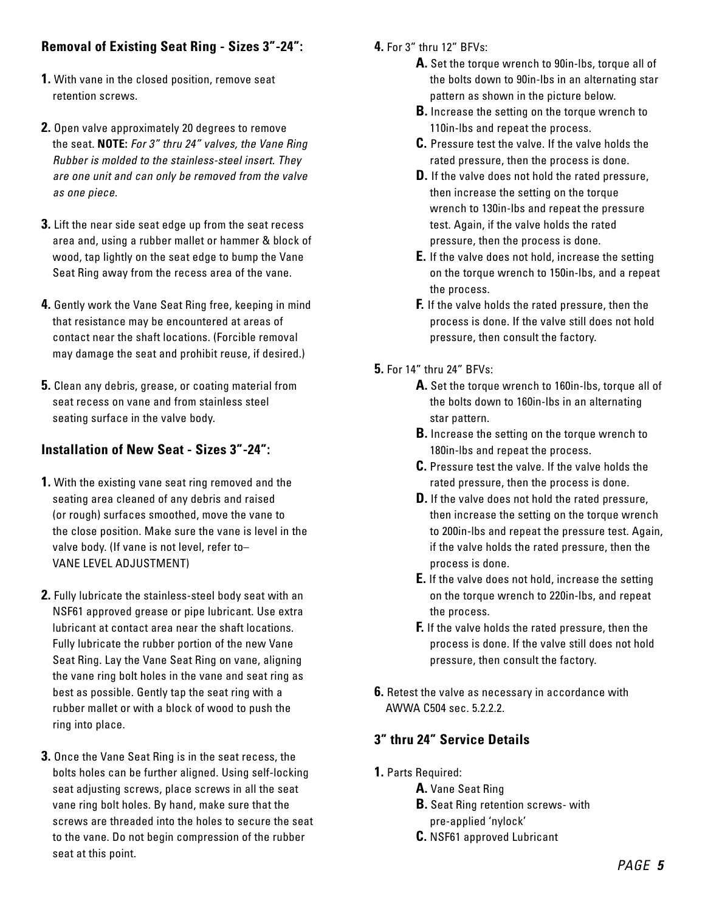### Removal of Existing Seat Ring - Sizes 3"-24":

**1.** With vane in the closed position, remove seat retention screws.

**2.** Open valve approximately 20 degrees to remove the seat. **NOTE:** *For 3" thru 24" valves, the Vane Ring Rubber is molded to the stainless-steel insert. They are one unit and can only be removed from the valve as one piece.*

**3.** Lift the near side seat edge up from the seat recess area and, using a rubber mallet or hammer & block of wood, tap lightly on the seat edge to bump the Vane Seat Ring away from the recess area of the vane.

**4.** Gently work the Vane Seat Ring free, keeping in mind that resistance may be encountered at areas of contact near the shaft locations. (Forcible removal may damage the seat and prohibit reuse, if desired.)

**5.** Clean any debris, grease, or coating material from seat recess on vane and from stainless steel seating surface in the valve body.

### Installation of New Seat - Sizes 3"-24":

**1.** With the existing vane seat ring removed and the seating area cleaned of any debris and raised (or rough) surfaces smoothed, move the vane to the close position. Make sure the vane is level in the valve body. (If vane is not level, refer to– VANE LEVEL ADJUSTMENT)

**2.** Fully lubricate the stainless-steel body seat with an NSF61 approved grease or pipe lubricant. Use extra lubricant at contact area near the shaft locations. Fully lubricate the rubber portion of the new Vane Seat Ring. Lay the Vane Seat Ring on vane, aligning the vane ring bolt holes in the vane and seat ring as best as possible. Gently tap the seat ring with a rubber mallet or with a block of wood to push the ring into place.

**3.** Once the Vane Seat Ring is in the seat recess, the bolts holes can be further aligned. Using self-locking seat adjusting screws, place screws in all the seat vane ring bolt holes. By hand, make sure that the screws are threaded into the holes to secure the seat to the vane. Do not begin compression of the rubber seat at this point.

**4.** For 3" thru 12" BFVs:

- **A.** Set the torque wrench to 90in-lbs, torque all of the bolts down to 90in-lbs in an alternating star pattern as shown in the picture below.
- **B.** Increase the setting on the torque wrench to 110in-lbs and repeat the process.
- **C.** Pressure test the valve. If the valve holds the rated pressure, then the process is done.
- **D.** If the valve does not hold the rated pressure, then increase the setting on the torque wrench to 130in-lbs and repeat the pressure test. Again, if the valve holds the rated pressure, then the process is done.
- **E.** If the valve does not hold, increase the setting on the torque wrench to 150in-lbs, and a repeat the process.
- **F.** If the valve holds the rated pressure, then the process is done. If the valve still does not hold pressure, then consult the factory.

**5.** For 14" thru 24" BFVs:

- **A.** Set the torque wrench to 160in-lbs, torque all of the bolts down to 160in-lbs in an alternating star pattern.
- **B.** Increase the setting on the torque wrench to 180in-lbs and repeat the process.
- **C.** Pressure test the valve. If the valve holds the rated pressure, then the process is done.
- **D.** If the valve does not hold the rated pressure, then increase the setting on the torque wrench to 200in-lbs and repeat the pressure test. Again, if the valve holds the rated pressure, then the process is done.
- **E.** If the valve does not hold, increase the setting on the torque wrench to 220in-lbs, and repeat the process.
- **F.** If the valve holds the rated pressure, then the process is done. If the valve still does not hold pressure, then consult the factory.

**6.** Retest the valve as necessary in accordance with AWWA C504 sec. 5.2.2.2.

### 3" thru 24" Service Details

**1.** Parts Required:

- **A.** Vane Seat Ring
- **B.** Seat Ring retention screws- with pre-applied 'nylock'
- **C.** NSF61 approved Lubricant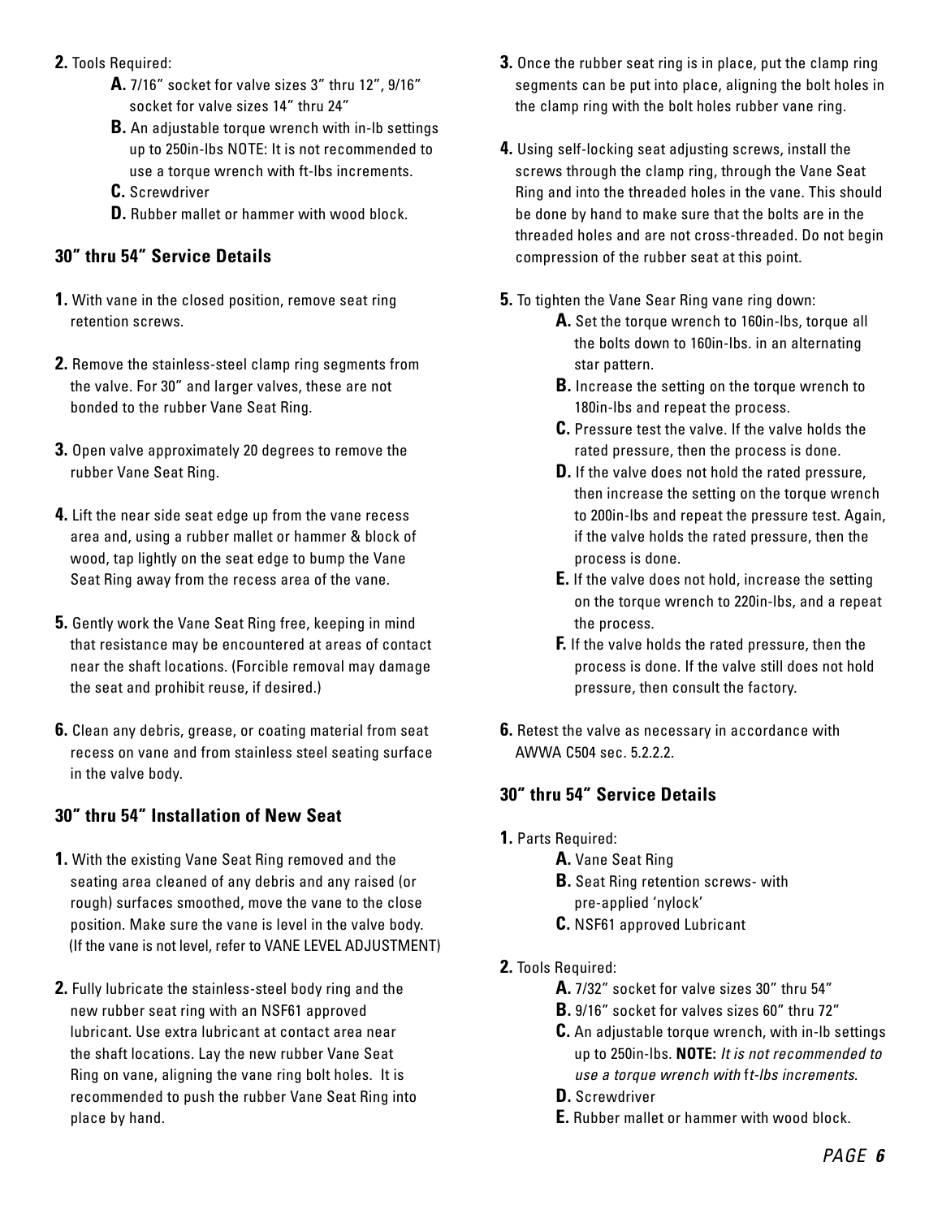**2.** Tools Required:

- **A.** 7/16" socket for valve sizes 3" thru 12", 9/16" socket for valve sizes 14" thru 24"
- **B.** An adjustable torque wrench with in-lb settings up to 250in-lbs NOTE: It is not recommended to use a torque wrench with ft-lbs increments.
- **C.** Screwdriver
- **D.** Rubber mallet or hammer with wood block.

### 30" thru 54" Service Details

**1.** With vane in the closed position, remove seat ring retention screws.

**2.** Remove the stainless-steel clamp ring segments from the valve. For 30" and larger valves, these are not bonded to the rubber Vane Seat Ring.

**3.** Open valve approximately 20 degrees to remove the rubber Vane Seat Ring.

**4.** Lift the near side seat edge up from the vane recess area and, using a rubber mallet or hammer & block of wood, tap lightly on the seat edge to bump the Vane Seat Ring away from the recess area of the vane.

**5.** Gently work the Vane Seat Ring free, keeping in mind that resistance may be encountered at areas of contact near the shaft locations. (Forcible removal may damage the seat and prohibit reuse, if desired.)

**6.** Clean any debris, grease, or coating material from seat recess on vane and from stainless steel seating surface in the valve body.

### 30" thru 54" Installation of New Seat

**1.** With the existing Vane Seat Ring removed and the seating area cleaned of any debris and any raised (or rough) surfaces smoothed, move the vane to the close position. Make sure the vane is level in the valve body. (If the vane is not level, refer to VANE LEVEL ADJUSTMENT)

**2.** Fully lubricate the stainless-steel body ring and the new rubber seat ring with an NSF61 approved lubricant. Use extra lubricant at contact area near the shaft locations. Lay the new rubber Vane Seat Ring on vane, aligning the vane ring bolt holes. It is recommended to push the rubber Vane Seat Ring into place by hand.

**3.** Once the rubber seat ring is in place, put the clamp ring segments can be put into place, aligning the bolt holes in the clamp ring with the bolt holes rubber vane ring.

**4.** Using self-locking seat adjusting screws, install the screws through the clamp ring, through the Vane Seat Ring and into the threaded holes in the vane. This should be done by hand to make sure that the bolts are in the threaded holes and are not cross-threaded. Do not begin compression of the rubber seat at this point.

**5.** To tighten the Vane Sear Ring vane ring down:

- **A.** Set the torque wrench to 160in-lbs, torque all the bolts down to 160in-lbs. in an alternating star pattern.
- **B.** Increase the setting on the torque wrench to 180in-lbs and repeat the process.
- **C.** Pressure test the valve. If the valve holds the rated pressure, then the process is done.
- **D.** If the valve does not hold the rated pressure, then increase the setting on the torque wrench to 200in-lbs and repeat the pressure test. Again, if the valve holds the rated pressure, then the process is done.
- **E.** If the valve does not hold, increase the setting on the torque wrench to 220in-lbs, and a repeat the process.
- **F.** If the valve holds the rated pressure, then the process is done. If the valve still does not hold pressure, then consult the factory.

**6.** Retest the valve as necessary in accordance with AWWA C504 sec. 5.2.2.2.

### 30" thru 54" Service Details

**1.** Parts Required:

- **A.** Vane Seat Ring
- **B.** Seat Ring retention screws- with pre-applied 'nylock'
- **C.** NSF61 approved Lubricant

**2.** Tools Required:

- **A.** 7/32" socket for valve sizes 30" thru 54"
- **B.** 9/16" socket for valves sizes 60" thru 72"
- **C.** An adjustable torque wrench, with in-lb settings up to 250in-lbs. **NOTE:** *It is not recommended to use a torque wrench with ft-lbs increments*.
- **D.** Screwdriver
- **E.** Rubber mallet or hammer with wood block.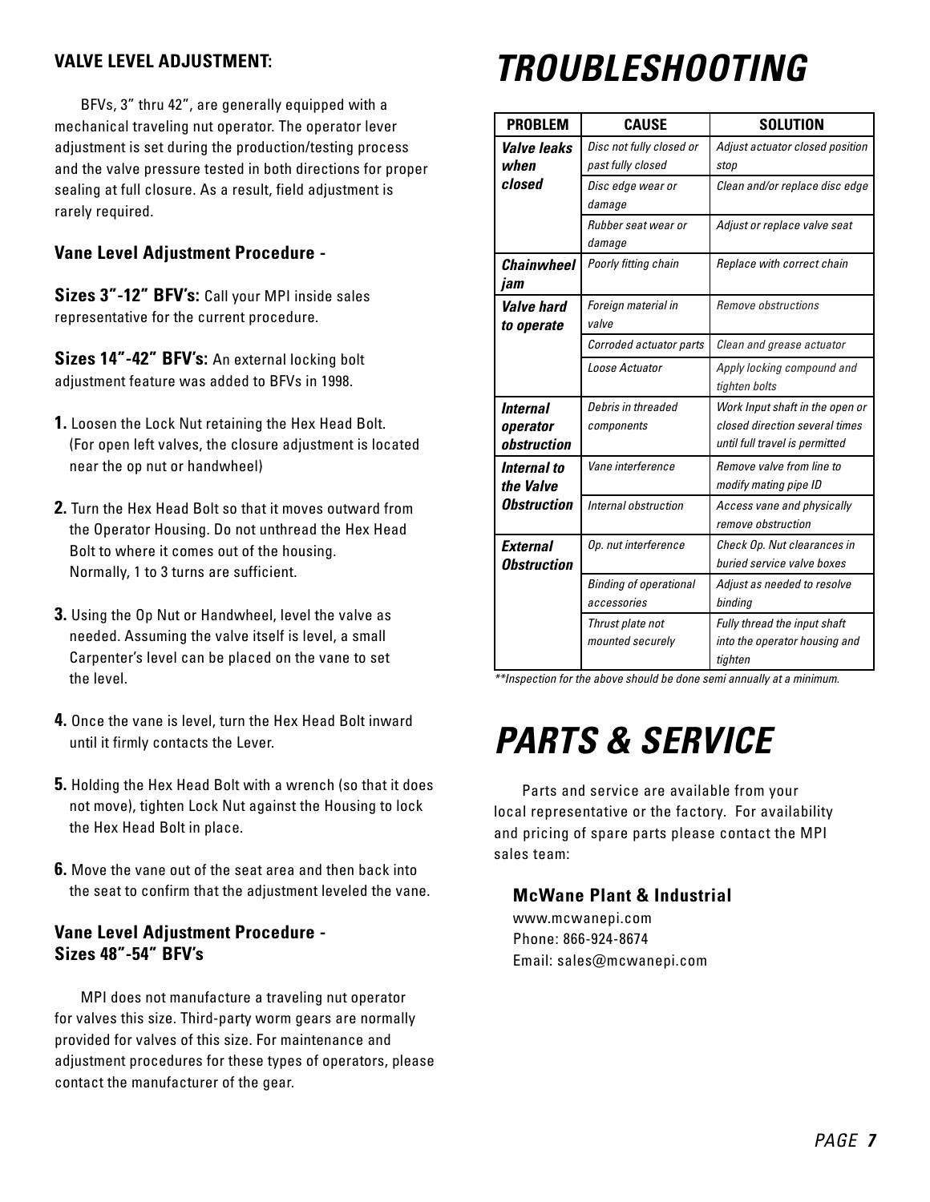### VALVE LEVEL ADJUSTMENT:

BFVs, 3" thru 42", are generally equipped with a mechanical traveling nut operator. The operator lever adjustment is set during the production/testing process and the valve pressure tested in both directions for proper sealing at full closure. As a result, field adjustment is rarely required.

### Vane Level Adjustment Procedure -

**Sizes 3"-12" BFV's:** Call your MPI inside sales representative for the current procedure.

**Sizes 14"-42" BFV's:** An external locking bolt adjustment feature was added to BFVs in 1998.

**1.** Loosen the Lock Nut retaining the Hex Head Bolt. (For open left valves, the closure adjustment is located near the op nut or handwheel)

**2.** Turn the Hex Head Bolt so that it moves outward from the Operator Housing. Do not unthread the Hex Head Bolt to where it comes out of the housing. Normally, 1 to 3 turns are sufficient.

**3.** Using the Op Nut or Handwheel, level the valve as needed. Assuming the valve itself is level, a small Carpenter's level can be placed on the vane to set the level.

**4.** Once the vane is level, turn the Hex Head Bolt inward until it firmly contacts the Lever.

**5.** Holding the Hex Head Bolt with a wrench (so that it does not move), tighten Lock Nut against the Housing to lock the Hex Head Bolt in place.

**6.** Move the vane out of the seat area and then back into the seat to confirm that the adjustment leveled the vane.

### Vane Level Adjustment Procedure - Sizes 48"-54" BFV's

MPI does not manufacture a traveling nut operator for valves this size. Third-party worm gears are normally provided for valves of this size. For maintenance and adjustment procedures for these types of operators, please contact the manufacturer of the gear.

# TROUBLESHOOTING

| PROBLEM | CAUSE | SOLUTION |
|---|---|---|
| ***Valve leaks when closed*** | *Disc not fully closed or past fully closed* | *Adjust actuator closed position stop* |
| | *Disc edge wear or damage* | *Clean and/or replace disc edge* |
| | *Rubber seat wear or damage* | *Adjust or replace valve seat* |
| ***Chainwheel jam*** | *Poorly fitting chain* | *Replace with correct chain* |
| ***Valve hard to operate*** | *Foreign material in valve* | *Remove obstructions* |
| | *Corroded actuator parts* | *Clean and grease actuator* |
| | *Loose Actuator* | *Apply locking compound and tighten bolts* |
| ***Internal operator obstruction*** | *Debris in threaded components* | *Work Input shaft in the open or closed direction several times until full travel is permitted* |
| ***Internal to the Valve Obstruction*** | *Vane interference* | *Remove valve from line to modify mating pipe ID* |
| | *Internal obstruction* | *Access vane and physically remove obstruction* |
| ***External Obstruction*** | *Op. nut interference* | *Check Op. Nut clearances in buried service valve boxes* |
| | *Binding of operational accessories* | *Adjust as needed to resolve binding* |
| | *Thrust plate not mounted securely* | *Fully thread the input shaft into the operator housing and tighten* |

*\*\*Inspection for the above should be done semi annually at a minimum.*

# PARTS & SERVICE

Parts and service are available from your local representative or the factory. For availability and pricing of spare parts please contact the MPI sales team:

**McWane Plant & Industrial**
www.mcwanepi.com
Phone: 866-924-8674
Email: sales@mcwanepi.com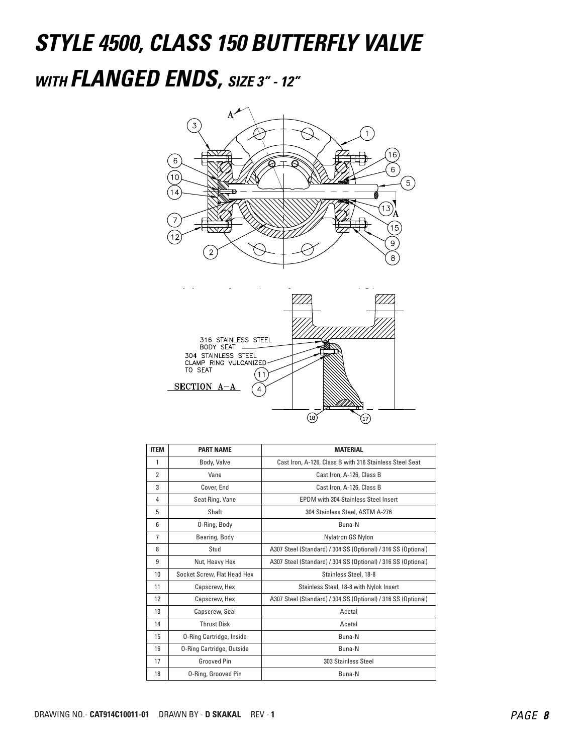# *STYLE 4500, CLASS 150 BUTTERFLY VALVE*

## *WITH FLANGED ENDS, SIZE 3" - 12"*

316 STAINLESS STEEL BODY SEAT

304 STAINLESS STEEL CLAMP RING VULCANIZED TO SEAT

SECTION A–A

| ITEM | PART NAME | MATERIAL |
|---|---|---|
| 1 | Body, Valve | Cast Iron, A-126, Class B with 316 Stainless Steel Seat |
| 2 | Vane | Cast Iron, A-126, Class B |
| 3 | Cover, End | Cast Iron, A-126, Class B |
| 4 | Seat Ring, Vane | EPDM with 304 Stainless Steel Insert |
| 5 | Shaft | 304 Stainless Steel, ASTM A-276 |
| 6 | O-Ring, Body | Buna-N |
| 7 | Bearing, Body | Nylatron GS Nylon |
| 8 | Stud | A307 Steel (Standard) / 304 SS (Optional) / 316 SS (Optional) |
| 9 | Nut, Heavy Hex | A307 Steel (Standard) / 304 SS (Optional) / 316 SS (Optional) |
| 10 | Socket Screw, Flat Head Hex | Stainless Steel, 18-8 |
| 11 | Capscrew, Hex | Stainless Steel, 18-8 with Nylok Insert |
| 12 | Capscrew, Hex | A307 Steel (Standard) / 304 SS (Optional) / 316 SS (Optional) |
| 13 | Capscrew, Seal | Acetal |
| 14 | Thrust Disk | Acetal |
| 15 | O-Ring Cartridge, Inside | Buna-N |
| 16 | O-Ring Cartridge, Outside | Buna-N |
| 17 | Grooved Pin | 303 Stainless Steel |
| 18 | O-Ring, Grooved Pin | Buna-N |

DRAWING NO.- **CAT914C10011-01** DRAWN BY - **D SKAKAL** REV - **1**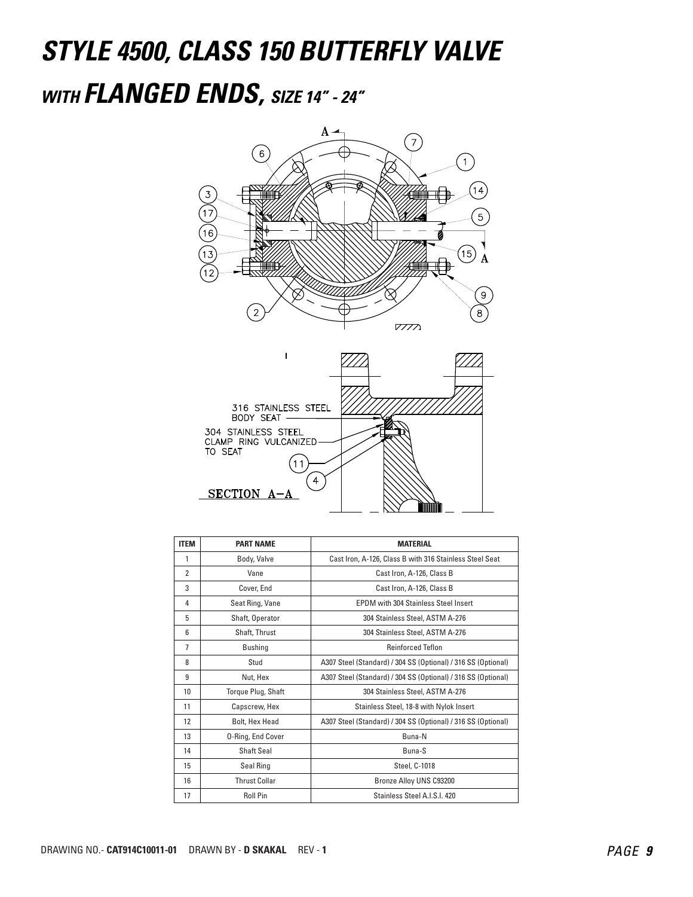# *STYLE 4500, CLASS 150 BUTTERFLY VALVE*

## *WITH FLANGED ENDS, SIZE 14" - 24"*

316 STAINLESS STEEL BODY SEAT

304 STAINLESS STEEL CLAMP RING VULCANIZED TO SEAT

SECTION A–A

| ITEM | PART NAME | MATERIAL |
|---|---|---|
| 1 | Body, Valve | Cast Iron, A-126, Class B with 316 Stainless Steel Seat |
| 2 | Vane | Cast Iron, A-126, Class B |
| 3 | Cover, End | Cast Iron, A-126, Class B |
| 4 | Seat Ring, Vane | EPDM with 304 Stainless Steel Insert |
| 5 | Shaft, Operator | 304 Stainless Steel, ASTM A-276 |
| 6 | Shaft, Thrust | 304 Stainless Steel, ASTM A-276 |
| 7 | Bushing | Reinforced Teflon |
| 8 | Stud | A307 Steel (Standard) / 304 SS (Optional) / 316 SS (Optional) |
| 9 | Nut, Hex | A307 Steel (Standard) / 304 SS (Optional) / 316 SS (Optional) |
| 10 | Torque Plug, Shaft | 304 Stainless Steel, ASTM A-276 |
| 11 | Capscrew, Hex | Stainless Steel, 18-8 with Nylok Insert |
| 12 | Bolt, Hex Head | A307 Steel (Standard) / 304 SS (Optional) / 316 SS (Optional) |
| 13 | O-Ring, End Cover | Buna-N |
| 14 | Shaft Seal | Buna-S |
| 15 | Seal Ring | Steel, C-1018 |
| 16 | Thrust Collar | Bronze Alloy UNS C93200 |
| 17 | Roll Pin | Stainless Steel A.I.S.I. 420 |

DRAWING NO.- **CAT914C10011-01** DRAWN BY - **D SKAKAL** REV - **1**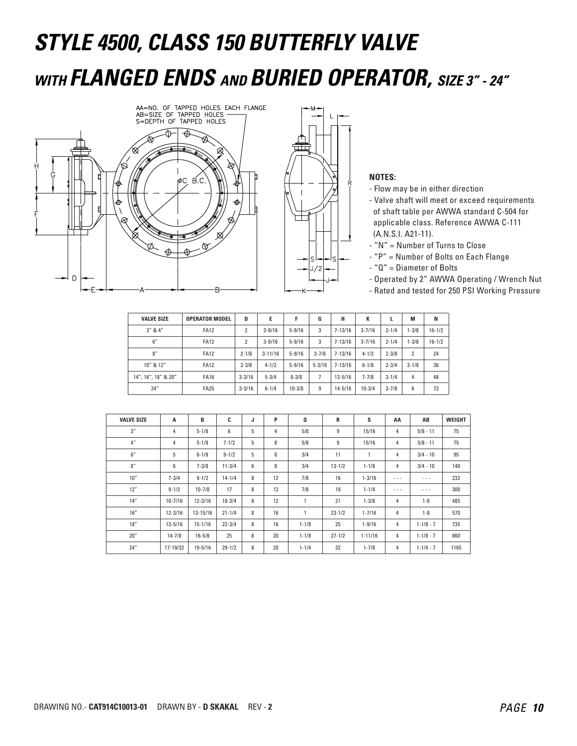# STYLE 4500, CLASS 150 BUTTERFLY VALVE

## *WITH* FLANGED ENDS *AND* BURIED OPERATOR, *SIZE 3" - 24"*

AA=NO. OF TAPPED HOLES EACH FLANGE
AB=SIZE OF TAPPED HOLES
S=DEPTH OF TAPPED HOLES

**NOTES:**

- Flow may be in either direction
- Valve shaft will meet or exceed requirements of shaft table per AWWA standard C-504 for applicable class. Reference AWWA C-111 (A.N.S.I. A21-11).
- "N" = Number of Turns to Close
- "P" = Number of Bolts on Each Flange
- "Q" = Diameter of Bolts
- Operated by 2" AWWA Operating / Wrench Nut
- Rated and tested for 250 PSI Working Pressure

| VALVE SIZE | OPERATOR MODEL | D | E | F | G | H | K | L | M | N |
|---|---|---|---|---|---|---|---|---|---|---|
| 3" & 4" | FA12 | 2 | 3-9/16 | 5-9/16 | 3 | 7-13/16 | 3-7/16 | 2-1/4 | 1-3/8 | 16-1/2 |
| 6" | FA12 | 2 | 3-9/16 | 5-9/16 | 3 | 7-13/16 | 3-7/16 | 2-1/4 | 1-3/8 | 16-1/2 |
| 8" | FA12 | 2-1/8 | 3-11/16 | 5-9/16 | 3-7/8 | 7-13/16 | 4-1/2 | 2-3/8 | 2 | 24 |
| 10" & 12" | FA12 | 2-3/8 | 4-1/2 | 5-9/16 | 5-3/16 | 7-13/16 | 6-1/8 | 2-3/4 | 3-1/8 | 36 |
| 14", 16", 18" & 20" | FA16 | 3-3/16 | 5-3/4 | 8-3/8 | 7 | 12-5/16 | 7-7/8 | 3-1/4 | 4 | 48 |
| 24" | FA25 | 3-3/16 | 6-1/4 | 10-3/8 | 9 | 14-5/16 | 10-3/4 | 3-7/8 | 6 | 72 |

| VALVE SIZE | A | B | C | J | P | Q | R | S | AA | AB | WEIGHT |
|---|---|---|---|---|---|---|---|---|---|---|---|
| 3" | 4 | 5-1/8 | 6 | 5 | 4 | 5/8 | 9 | 15/16 | 4 | 5/8 - 11 | 75 |
| 4" | 4 | 5-1/8 | 7-1/2 | 5 | 8 | 5/8 | 9 | 15/16 | 4 | 5/8 - 11 | 75 |
| 6" | 5 | 6-1/8 | 9-1/2 | 5 | 8 | 3/4 | 11 | 1 | 4 | 3/4 - 10 | 95 |
| 8" | 6 | 7-3/8 | 11-3/4 | 6 | 8 | 3/4 | 13-1/2 | 1-1/8 | 4 | 3/4 - 10 | 140 |
| 10" | 7-3/4 | 9-1/2 | 14-1/4 | 8 | 12 | 7/8 | 16 | 1-3/16 | - - - | - - - | 232 |
| 12" | 9-1/2 | 10-7/8 | 17 | 8 | 12 | 7/8 | 19 | 1-1/4 | - - - | - - - | 300 |
| 14" | 10-7/16 | 12-3/16 | 18-3/4 | 8 | 12 | 1 | 21 | 1-3/8 | 4 | 1-8 | 485 |
| 16" | 12-3/16 | 13-15/16 | 21-1/4 | 8 | 16 | 1 | 23-1/2 | 1-7/16 | 4 | 1-8 | 570 |
| 18" | 13-5/16 | 15-1/16 | 22-3/4 | 8 | 16 | 1-1/8 | 25 | 1-9/16 | 4 | 1-1/8 - 7 | 735 |
| 20" | 14-7/8 | 16-5/8 | 25 | 8 | 20 | 1-1/8 | 27-1/2 | 1-11/16 | 4 | 1-1/8 - 7 | 860 |
| 24" | 17-19/32 | 19-5/16 | 29-1/2 | 8 | 20 | 1-1/4 | 32 | 1-7/8 | 4 | 1-1/4 - 7 | 1165 |

DRAWING NO.- **CAT914C10013-01** DRAWN BY - **D SKAKAL** REV - **2**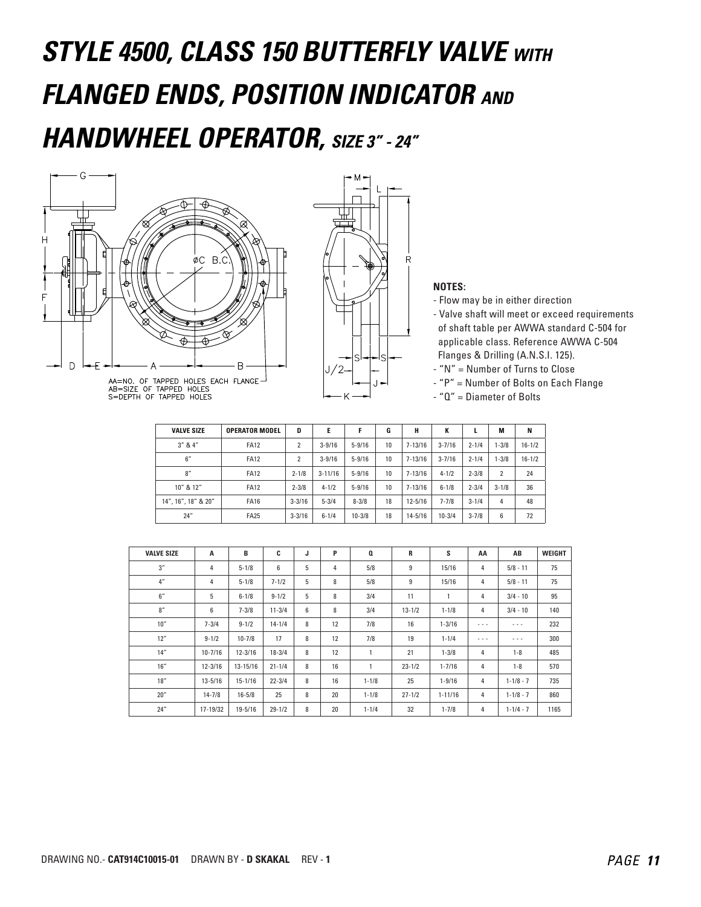# STYLE 4500, CLASS 150 BUTTERFLY VALVE *WITH* FLANGED ENDS, POSITION INDICATOR *AND* HANDWHEEL OPERATOR, *SIZE 3" - 24"*

AA=NO. OF TAPPED HOLES EACH FLANGE
AB=SIZE OF TAPPED HOLES
S=DEPTH OF TAPPED HOLES

**NOTES:**

- Flow may be in either direction
- Valve shaft will meet or exceed requirements of shaft table per AWWA standard C-504 for applicable class. Reference AWWA C-504 Flanges & Drilling (A.N.S.I. 125).
- "N" = Number of Turns to Close
- "P" = Number of Bolts on Each Flange
- "Q" = Diameter of Bolts

| VALVE SIZE | OPERATOR MODEL | D | E | F | G | H | K | L | M | N |
|---|---|---|---|---|---|---|---|---|---|---|
| 3" & 4" | FA12 | 2 | 3-9/16 | 5-9/16 | 10 | 7-13/16 | 3-7/16 | 2-1/4 | 1-3/8 | 16-1/2 |
| 6" | FA12 | 2 | 3-9/16 | 5-9/16 | 10 | 7-13/16 | 3-7/16 | 2-1/4 | 1-3/8 | 16-1/2 |
| 8" | FA12 | 2-1/8 | 3-11/16 | 5-9/16 | 10 | 7-13/16 | 4-1/2 | 2-3/8 | 2 | 24 |
| 10" & 12" | FA12 | 2-3/8 | 4-1/2 | 5-9/16 | 10 | 7-13/16 | 6-1/8 | 2-3/4 | 3-1/8 | 36 |
| 14", 16", 18" & 20" | FA16 | 3-3/16 | 5-3/4 | 8-3/8 | 18 | 12-5/16 | 7-7/8 | 3-1/4 | 4 | 48 |
| 24" | FA25 | 3-3/16 | 6-1/4 | 10-3/8 | 18 | 14-5/16 | 10-3/4 | 3-7/8 | 6 | 72 |

| VALVE SIZE | A | B | C | J | P | Q | R | S | AA | AB | WEIGHT |
|---|---|---|---|---|---|---|---|---|---|---|---|
| 3" | 4 | 5-1/8 | 6 | 5 | 4 | 5/8 | 9 | 15/16 | 4 | 5/8 - 11 | 75 |
| 4" | 4 | 5-1/8 | 7-1/2 | 5 | 8 | 5/8 | 9 | 15/16 | 4 | 5/8 - 11 | 75 |
| 6" | 5 | 6-1/8 | 9-1/2 | 5 | 8 | 3/4 | 11 | 1 | 4 | 3/4 - 10 | 95 |
| 8" | 6 | 7-3/8 | 11-3/4 | 6 | 8 | 3/4 | 13-1/2 | 1-1/8 | 4 | 3/4 - 10 | 140 |
| 10" | 7-3/4 | 9-1/2 | 14-1/4 | 8 | 12 | 7/8 | 16 | 1-3/16 | - - - | - - - | 232 |
| 12" | 9-1/2 | 10-7/8 | 17 | 8 | 12 | 7/8 | 19 | 1-1/4 | - - - | - - - | 300 |
| 14" | 10-7/16 | 12-3/16 | 18-3/4 | 8 | 12 | 1 | 21 | 1-3/8 | 4 | 1-8 | 485 |
| 16" | 12-3/16 | 13-15/16 | 21-1/4 | 8 | 16 | 1 | 23-1/2 | 1-7/16 | 4 | 1-8 | 570 |
| 18" | 13-5/16 | 15-1/16 | 22-3/4 | 8 | 16 | 1-1/8 | 25 | 1-9/16 | 4 | 1-1/8 - 7 | 735 |
| 20" | 14-7/8 | 16-5/8 | 25 | 8 | 20 | 1-1/8 | 27-1/2 | 1-11/16 | 4 | 1-1/8 - 7 | 860 |
| 24" | 17-19/32 | 19-5/16 | 29-1/2 | 8 | 20 | 1-1/4 | 32 | 1-7/8 | 4 | 1-1/4 - 7 | 1165 |

DRAWING NO.- **CAT914C10015-01** DRAWN BY - **D SKAKAL** REV - **1**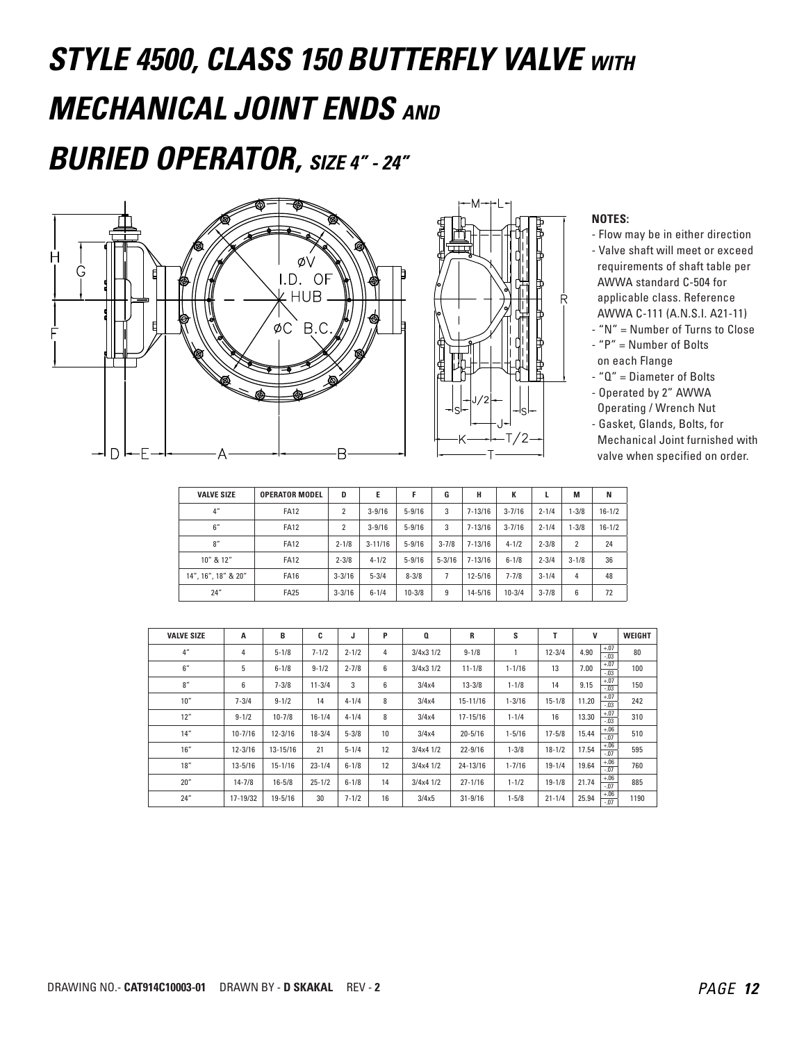# *STYLE 4500, CLASS 150 BUTTERFLY VALVE WITH MECHANICAL JOINT ENDS AND BURIED OPERATOR, SIZE 4" - 24"*

**NOTES:**

- Flow may be in either direction
- Valve shaft will meet or exceed requirements of shaft table per AWWA standard C-504 for applicable class. Reference AWWA C-111 (A.N.S.I. A21-11)
- "N" = Number of Turns to Close
- "P" = Number of Bolts on each Flange
- "Q" = Diameter of Bolts
- Operated by 2" AWWA Operating / Wrench Nut
- Gasket, Glands, Bolts, for Mechanical Joint furnished with valve when specified on order.

| VALVE SIZE | OPERATOR MODEL | D | E | F | G | H | K | L | M | N |
|---|---|---|---|---|---|---|---|---|---|---|
| 4" | FA12 | 2 | 3-9/16 | 5-9/16 | 3 | 7-13/16 | 3-7/16 | 2-1/4 | 1-3/8 | 16-1/2 |
| 6" | FA12 | 2 | 3-9/16 | 5-9/16 | 3 | 7-13/16 | 3-7/16 | 2-1/4 | 1-3/8 | 16-1/2 |
| 8" | FA12 | 2-1/8 | 3-11/16 | 5-9/16 | 3-7/8 | 7-13/16 | 4-1/2 | 2-3/8 | 2 | 24 |
| 10" & 12" | FA12 | 2-3/8 | 4-1/2 | 5-9/16 | 5-3/16 | 7-13/16 | 6-1/8 | 2-3/4 | 3-1/8 | 36 |
| 14", 16", 18" & 20" | FA16 | 3-3/16 | 5-3/4 | 8-3/8 | 7 | 12-5/16 | 7-7/8 | 3-1/4 | 4 | 48 |
| 24" | FA25 | 3-3/16 | 6-1/4 | 10-3/8 | 9 | 14-5/16 | 10-3/4 | 3-7/8 | 6 | 72 |

| VALVE SIZE | A | B | C | J | P | Q | R | S | T | V | | WEIGHT |
|---|---|---|---|---|---|---|---|---|---|---|---|---|
| 4" | 4 | 5-1/8 | 7-1/2 | 2-1/2 | 4 | 3/4x3 1/2 | 9-1/8 | 1 | 12-3/4 | 4.90 | +.07 / -.03 | 80 |
| 6" | 5 | 6-1/8 | 9-1/2 | 2-7/8 | 6 | 3/4x3 1/2 | 11-1/8 | 1-1/16 | 13 | 7.00 | +.07 / -.03 | 100 |
| 8" | 6 | 7-3/8 | 11-3/4 | 3 | 6 | 3/4x4 | 13-3/8 | 1-1/8 | 14 | 9.15 | +.07 / -.03 | 150 |
| 10" | 7-3/4 | 9-1/2 | 14 | 4-1/4 | 8 | 3/4x4 | 15-11/16 | 1-3/16 | 15-1/8 | 11.20 | +.07 / -.03 | 242 |
| 12" | 9-1/2 | 10-7/8 | 16-1/4 | 4-1/4 | 8 | 3/4x4 | 17-15/16 | 1-1/4 | 16 | 13.30 | +.07 / -.03 | 310 |
| 14" | 10-7/16 | 12-3/16 | 18-3/4 | 5-3/8 | 10 | 3/4x4 | 20-5/16 | 1-5/16 | 17-5/8 | 15.44 | +.06 / -.07 | 510 |
| 16" | 12-3/16 | 13-15/16 | 21 | 5-1/4 | 12 | 3/4x4 1/2 | 22-9/16 | 1-3/8 | 18-1/2 | 17.54 | +.06 / -.07 | 595 |
| 18" | 13-5/16 | 15-1/16 | 23-1/4 | 6-1/8 | 12 | 3/4x4 1/2 | 24-13/16 | 1-7/16 | 19-1/4 | 19.64 | +.06 / -.07 | 760 |
| 20" | 14-7/8 | 16-5/8 | 25-1/2 | 6-1/8 | 14 | 3/4x4 1/2 | 27-1/16 | 1-1/2 | 19-1/8 | 21.74 | +.06 / -.07 | 885 |
| 24" | 17-19/32 | 19-5/16 | 30 | 7-1/2 | 16 | 3/4x5 | 31-9/16 | 1-5/8 | 21-1/4 | 25.94 | +.06 / -.07 | 1190 |

DRAWING NO.- **CAT914C10003-01** DRAWN BY - **D SKAKAL** REV - **2**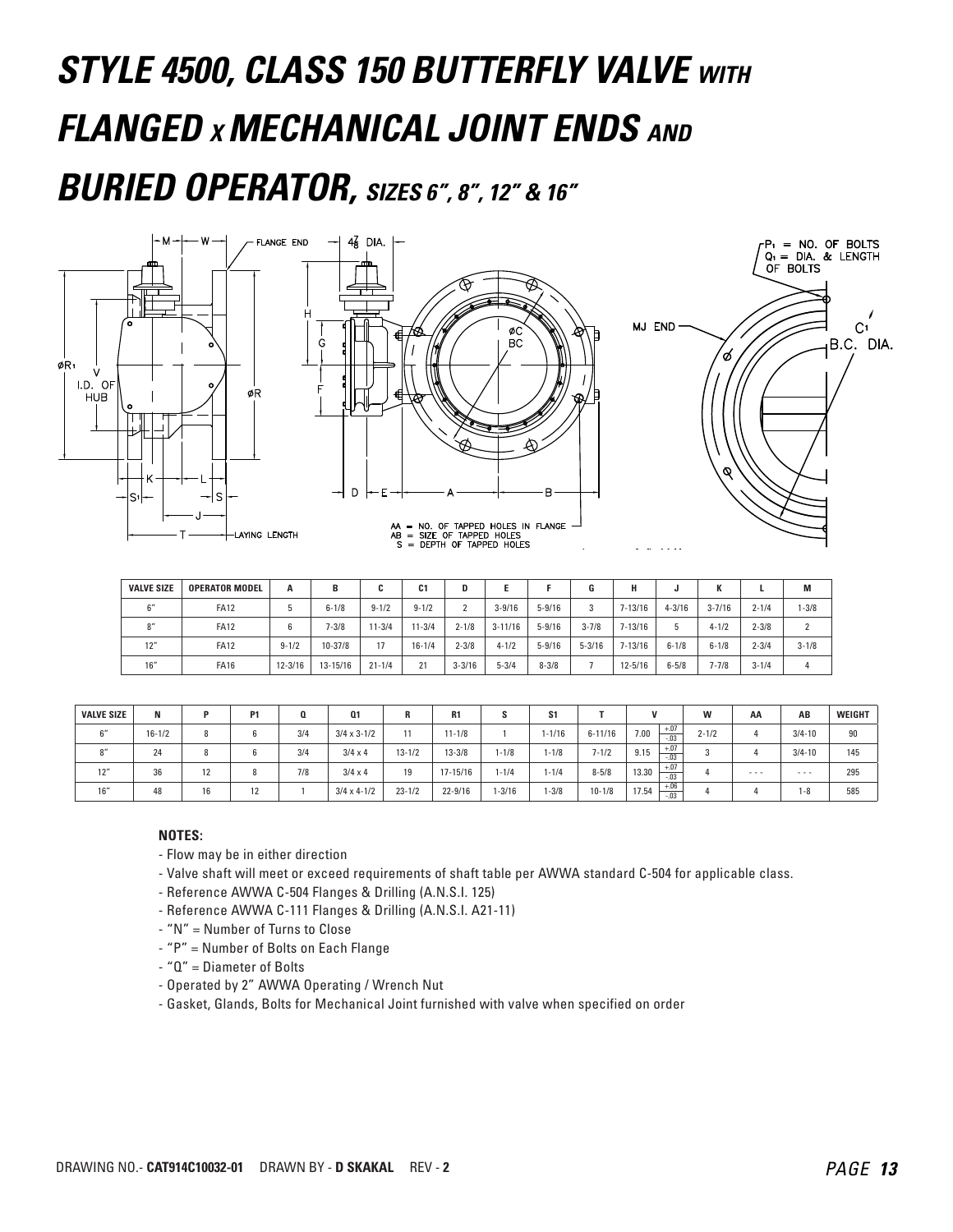# *STYLE 4500, CLASS 150 BUTTERFLY VALVE WITH FLANGED x MECHANICAL JOINT ENDS AND BURIED OPERATOR, SIZES 6", 8", 12" & 16"*

| VALVE SIZE | OPERATOR MODEL | A | B | C | C1 | D | E | F | G | H | J | K | L | M |
|---|---|---|---|---|---|---|---|---|---|---|---|---|---|---|
| 6" | FA12 | 5 | 6-1/8 | 9-1/2 | 9-1/2 | 2 | 3-9/16 | 5-9/16 | 3 | 7-13/16 | 4-3/16 | 3-7/16 | 2-1/4 | 1-3/8 |
| 8" | FA12 | 6 | 7-3/8 | 11-3/4 | 11-3/4 | 2-1/8 | 3-11/16 | 5-9/16 | 3-7/8 | 7-13/16 | 5 | 4-1/2 | 2-3/8 | 2 |
| 12" | FA12 | 9-1/2 | 10-37/8 | 17 | 16-1/4 | 2-3/8 | 4-1/2 | 5-9/16 | 5-3/16 | 7-13/16 | 6-1/8 | 6-1/8 | 2-3/4 | 3-1/8 |
| 16" | FA16 | 12-3/16 | 13-15/16 | 21-1/4 | 21 | 3-3/16 | 5-3/4 | 8-3/8 | 7 | 12-5/16 | 6-5/8 | 7-7/8 | 3-1/4 | 4 |

| VALVE SIZE | N | P | P1 | Q | Q1 | R | R1 | S | S1 | T | V | | W | AA | AB | WEIGHT |
|---|---|---|---|---|---|---|---|---|---|---|---|---|---|---|---|---|
| 6" | 16-1/2 | 8 | 6 | 3/4 | 3/4 x 3-1/2 | 11 | 11-1/8 | 1 | 1-1/16 | 6-11/16 | 7.00 | +.07 / -.03 | 2-1/2 | 4 | 3/4-10 | 90 |
| 8" | 24 | 8 | 6 | 3/4 | 3/4 x 4 | 13-1/2 | 13-3/8 | 1-1/8 | 1-1/8 | 7-1/2 | 9.15 | +.07 / -.03 | 3 | 4 | 3/4-10 | 145 |
| 12" | 36 | 12 | 8 | 7/8 | 3/4 x 4 | 19 | 17-15/16 | 1-1/4 | 1-1/4 | 8-5/8 | 13.30 | +.07 / -.03 | 4 | - - - | - - - | 295 |
| 16" | 48 | 16 | 12 | 1 | 3/4 x 4-1/2 | 23-1/2 | 22-9/16 | 1-3/16 | 1-3/8 | 10-1/8 | 17.54 | +.06 / -.03 | 4 | 4 | 1-8 | 585 |

AA = NO. OF TAPPED HOLES IN FLANGE
AB = SIZE OF TAPPED HOLES
S = DEPTH OF TAPPED HOLES

$P_1$ = NO. OF BOLTS
$Q_1$ = DIA. & LENGTH OF BOLTS

**NOTES:**

- Flow may be in either direction
- Valve shaft will meet or exceed requirements of shaft table per AWWA standard C-504 for applicable class.
- Reference AWWA C-504 Flanges & Drilling (A.N.S.I. 125)
- Reference AWWA C-111 Flanges & Drilling (A.N.S.I. A21-11)
- "N" = Number of Turns to Close
- "P" = Number of Bolts on Each Flange
- "Q" = Diameter of Bolts
- Operated by 2" AWWA Operating / Wrench Nut
- Gasket, Glands, Bolts for Mechanical Joint furnished with valve when specified on order

DRAWING NO.- **CAT914C10032-01** DRAWN BY - **D SKAKAL** REV - **2**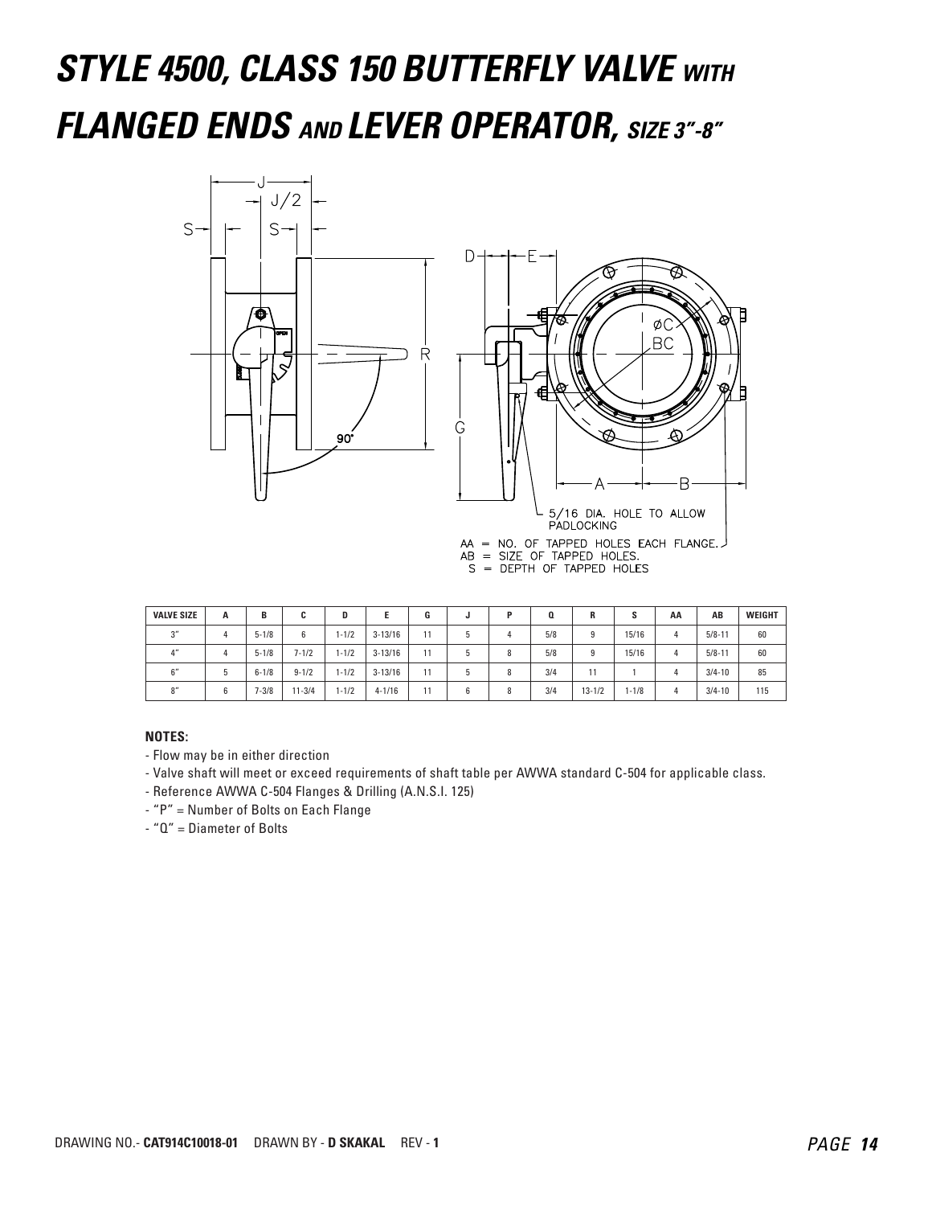# STYLE 4500, CLASS 150 BUTTERFLY VALVE *WITH* FLANGED ENDS *AND* LEVER OPERATOR, *SIZE 3"-8"*

J
J/2
S
S
D
E
R
ØC
BC
G
90°
A
B
5/16 DIA. HOLE TO ALLOW PADLOCKING
AA = NO. OF TAPPED HOLES EACH FLANGE.
AB = SIZE OF TAPPED HOLES.
S = DEPTH OF TAPPED HOLES

| VALVE SIZE | A | B | C | D | E | G | J | P | Q | R | S | AA | AB | WEIGHT |
|---|---|---|---|---|---|---|---|---|---|---|---|---|---|---|
| 3" | 4 | 5-1/8 | 6 | 1-1/2 | 3-13/16 | 11 | 5 | 4 | 5/8 | 9 | 15/16 | 4 | 5/8-11 | 60 |
| 4" | 4 | 5-1/8 | 7-1/2 | 1-1/2 | 3-13/16 | 11 | 5 | 8 | 5/8 | 9 | 15/16 | 4 | 5/8-11 | 60 |
| 6" | 5 | 6-1/8 | 9-1/2 | 1-1/2 | 3-13/16 | 11 | 5 | 8 | 3/4 | 11 | 1 | 4 | 3/4-10 | 85 |
| 8" | 6 | 7-3/8 | 11-3/4 | 1-1/2 | 4-1/16 | 11 | 6 | 8 | 3/4 | 13-1/2 | 1-1/8 | 4 | 3/4-10 | 115 |

**NOTES:**

- Flow may be in either direction
- Valve shaft will meet or exceed requirements of shaft table per AWWA standard C-504 for applicable class.
- Reference AWWA C-504 Flanges & Drilling (A.N.S.I. 125)
- "P" = Number of Bolts on Each Flange
- "Q" = Diameter of Bolts

DRAWING NO.- **CAT914C10018-01** DRAWN BY - **D SKAKAL** REV - **1**